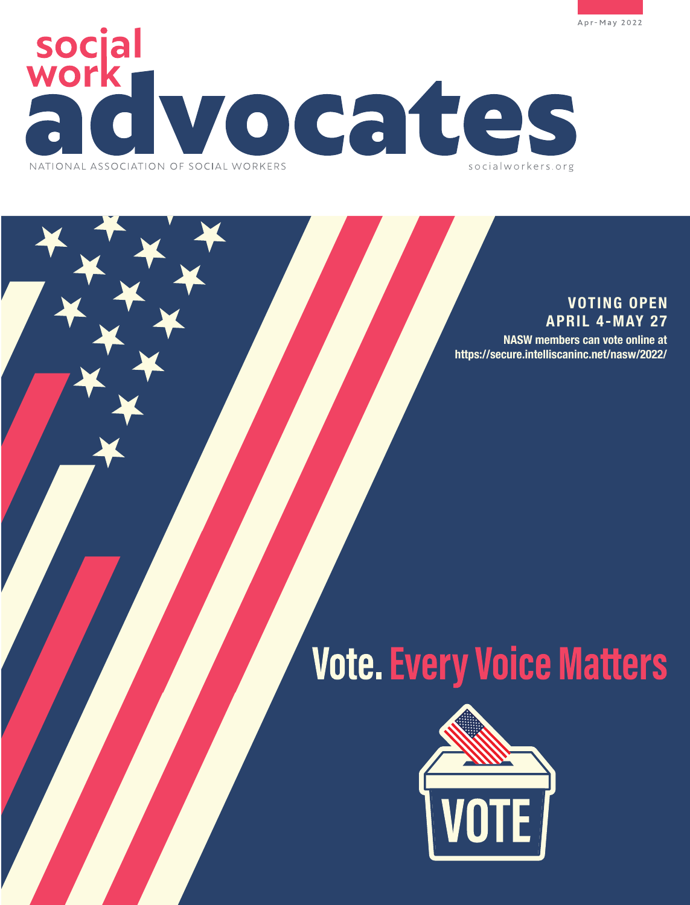Apr-May 2022

# social work advocates

NATIONAL ASSOCIATION OF SOCIAL WORKERS

socialworkers.org

**VOTING OPEN**
**APRIL 4-MAY 27**

**NASW members can vote online at https://secure.intelliscaninc.net/nasw/2022/**

## Vote. Every Voice Matters

VOTE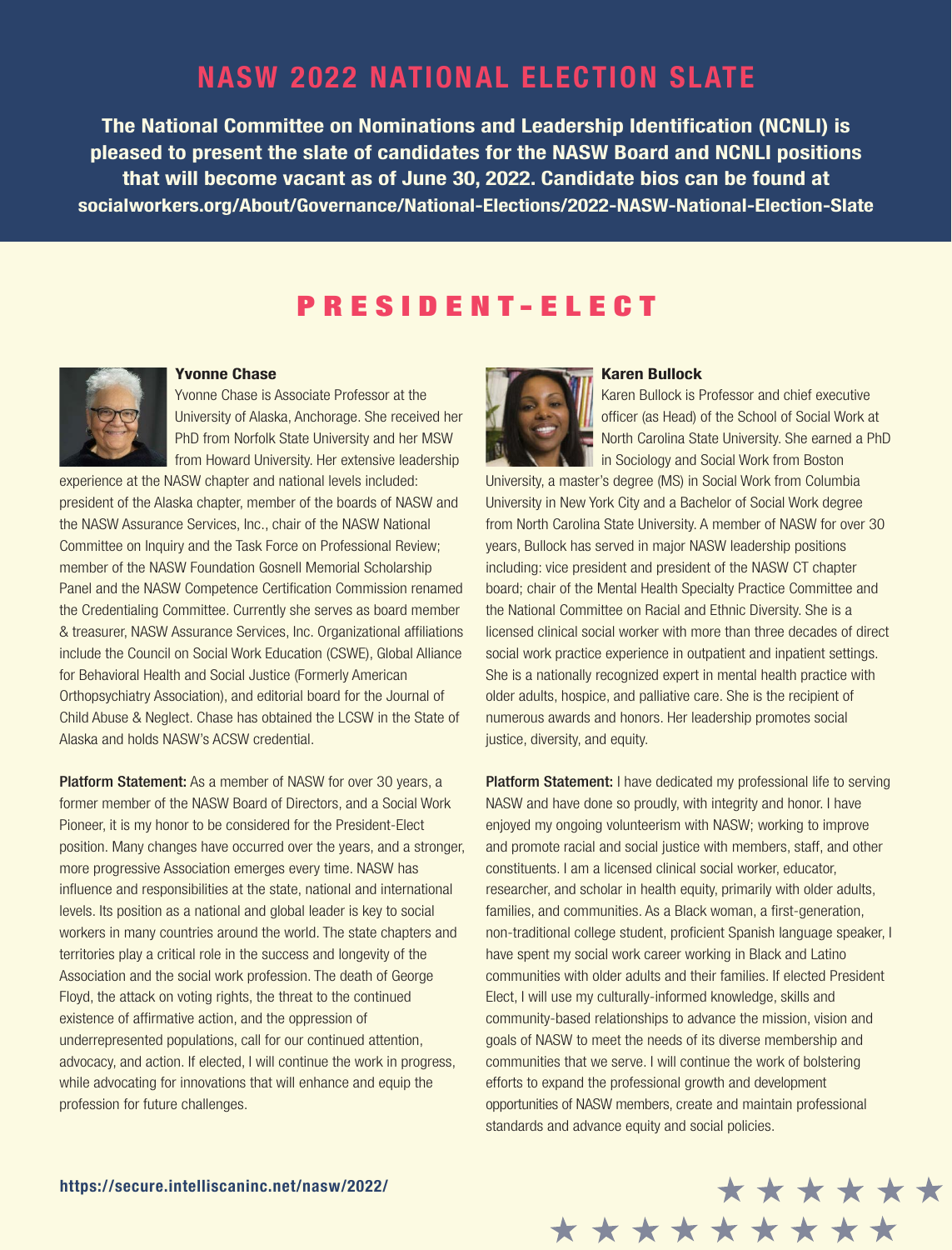# NASW 2022 NATIONAL ELECTION SLATE

**The National Committee on Nominations and Leadership Identification (NCNLI) is pleased to present the slate of candidates for the NASW Board and NCNLI positions that will become vacant as of June 30, 2022. Candidate bios can be found at socialworkers.org/About/Governance/National-Elections/2022-NASW-National-Election-Slate**

## PRESIDENT-ELECT

### Yvonne Chase

Yvonne Chase is Associate Professor at the University of Alaska, Anchorage. She received her PhD from Norfolk State University and her MSW from Howard University. Her extensive leadership experience at the NASW chapter and national levels included: president of the Alaska chapter, member of the boards of NASW and the NASW Assurance Services, Inc., chair of the NASW National Committee on Inquiry and the Task Force on Professional Review; member of the NASW Foundation Gosnell Memorial Scholarship Panel and the NASW Competence Certification Commission renamed the Credentialing Committee. Currently she serves as board member & treasurer, NASW Assurance Services, Inc. Organizational affiliations include the Council on Social Work Education (CSWE), Global Alliance for Behavioral Health and Social Justice (Formerly American Orthopsychiatry Association), and editorial board for the Journal of Child Abuse & Neglect. Chase has obtained the LCSW in the State of Alaska and holds NASW's ACSW credential.

**Platform Statement:** As a member of NASW for over 30 years, a former member of the NASW Board of Directors, and a Social Work Pioneer, it is my honor to be considered for the President-Elect position. Many changes have occurred over the years, and a stronger, more progressive Association emerges every time. NASW has influence and responsibilities at the state, national and international levels. Its position as a national and global leader is key to social workers in many countries around the world. The state chapters and territories play a critical role in the success and longevity of the Association and the social work profession. The death of George Floyd, the attack on voting rights, the threat to the continued existence of affirmative action, and the oppression of underrepresented populations, call for our continued attention, advocacy, and action. If elected, I will continue the work in progress, while advocating for innovations that will enhance and equip the profession for future challenges.

### Karen Bullock

Karen Bullock is Professor and chief executive officer (as Head) of the School of Social Work at North Carolina State University. She earned a PhD in Sociology and Social Work from Boston University, a master's degree (MS) in Social Work from Columbia University in New York City and a Bachelor of Social Work degree from North Carolina State University. A member of NASW for over 30 years, Bullock has served in major NASW leadership positions including: vice president and president of the NASW CT chapter board; chair of the Mental Health Specialty Practice Committee and the National Committee on Racial and Ethnic Diversity. She is a licensed clinical social worker with more than three decades of direct social work practice experience in outpatient and inpatient settings. She is a nationally recognized expert in mental health practice with older adults, hospice, and palliative care. She is the recipient of numerous awards and honors. Her leadership promotes social justice, diversity, and equity.

**Platform Statement:** I have dedicated my professional life to serving NASW and have done so proudly, with integrity and honor. I have enjoyed my ongoing volunteerism with NASW; working to improve and promote racial and social justice with members, staff, and other constituents. I am a licensed clinical social worker, educator, researcher, and scholar in health equity, primarily with older adults, families, and communities. As a Black woman, a first-generation, non-traditional college student, proficient Spanish language speaker, I have spent my social work career working in Black and Latino communities with older adults and their families. If elected President Elect, I will use my culturally-informed knowledge, skills and community-based relationships to advance the mission, vision and goals of NASW to meet the needs of its diverse membership and communities that we serve. I will continue the work of bolstering efforts to expand the professional growth and development opportunities of NASW members, create and maintain professional standards and advance equity and social policies.

**https://secure.intelliscaninc.net/nasw/2022/**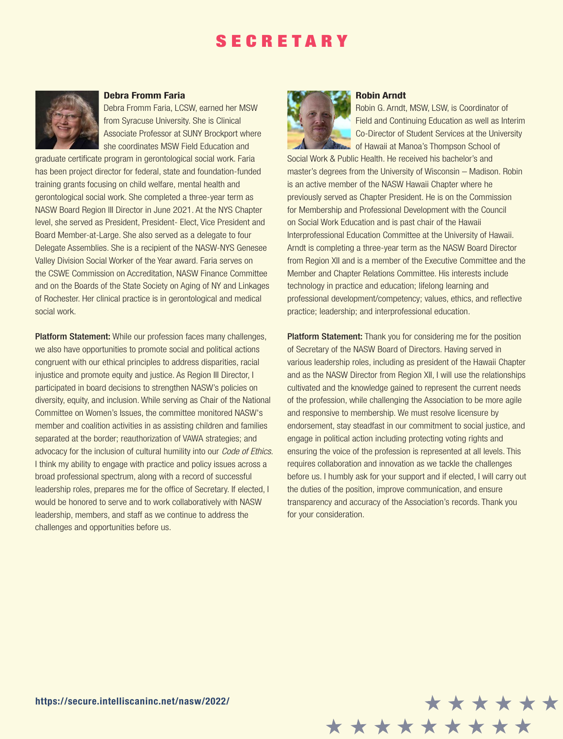# SECRETARY

### Debra Fromm Faria

Debra Fromm Faria, LCSW, earned her MSW from Syracuse University. She is Clinical Associate Professor at SUNY Brockport where she coordinates MSW Field Education and graduate certificate program in gerontological social work. Faria has been project director for federal, state and foundation-funded training grants focusing on child welfare, mental health and gerontological social work. She completed a three-year term as NASW Board Region III Director in June 2021. At the NYS Chapter level, she served as President, President- Elect, Vice President and Board Member-at-Large. She also served as a delegate to four Delegate Assemblies. She is a recipient of the NASW-NYS Genesee Valley Division Social Worker of the Year award. Faria serves on the CSWE Commission on Accreditation, NASW Finance Committee and on the Boards of the State Society on Aging of NY and Linkages of Rochester. Her clinical practice is in gerontological and medical social work.

**Platform Statement:** While our profession faces many challenges, we also have opportunities to promote social and political actions congruent with our ethical principles to address disparities, racial injustice and promote equity and justice. As Region III Director, I participated in board decisions to strengthen NASW's policies on diversity, equity, and inclusion. While serving as Chair of the National Committee on Women's Issues, the committee monitored NASW's member and coalition activities in as assisting children and families separated at the border; reauthorization of VAWA strategies; and advocacy for the inclusion of cultural humility into our *Code of Ethics*. I think my ability to engage with practice and policy issues across a broad professional spectrum, along with a record of successful leadership roles, prepares me for the office of Secretary. If elected, I would be honored to serve and to work collaboratively with NASW leadership, members, and staff as we continue to address the challenges and opportunities before us.

### Robin Arndt

Robin G. Arndt, MSW, LSW, is Coordinator of Field and Continuing Education as well as Interim Co-Director of Student Services at the University of Hawaii at Manoa's Thompson School of Social Work & Public Health. He received his bachelor's and master's degrees from the University of Wisconsin – Madison. Robin is an active member of the NASW Hawaii Chapter where he previously served as Chapter President. He is on the Commission for Membership and Professional Development with the Council on Social Work Education and is past chair of the Hawaii Interprofessional Education Committee at the University of Hawaii. Arndt is completing a three-year term as the NASW Board Director from Region XII and is a member of the Executive Committee and the Member and Chapter Relations Committee. His interests include technology in practice and education; lifelong learning and professional development/competency; values, ethics, and reflective practice; leadership; and interprofessional education.

**Platform Statement:** Thank you for considering me for the position of Secretary of the NASW Board of Directors. Having served in various leadership roles, including as president of the Hawaii Chapter and as the NASW Director from Region XII, I will use the relationships cultivated and the knowledge gained to represent the current needs of the profession, while challenging the Association to be more agile and responsive to membership. We must resolve licensure by endorsement, stay steadfast in our commitment to social justice, and engage in political action including protecting voting rights and ensuring the voice of the profession is represented at all levels. This requires collaboration and innovation as we tackle the challenges before us. I humbly ask for your support and if elected, I will carry out the duties of the position, improve communication, and ensure transparency and accuracy of the Association's records. Thank you for your consideration.

https://secure.intelliscaninc.net/nasw/2022/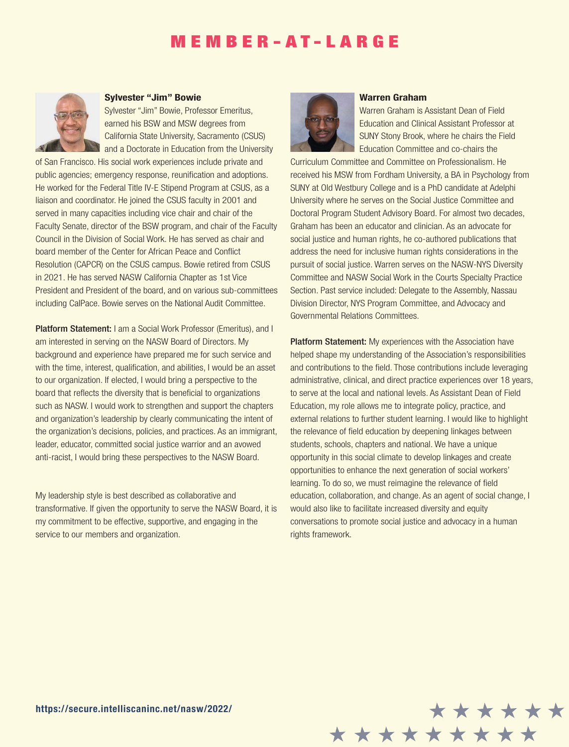# MEMBER-AT-LARGE

## Sylvester "Jim" Bowie

Sylvester "Jim" Bowie, Professor Emeritus, earned his BSW and MSW degrees from California State University, Sacramento (CSUS) and a Doctorate in Education from the University of San Francisco. His social work experiences include private and public agencies; emergency response, reunification and adoptions. He worked for the Federal Title IV-E Stipend Program at CSUS, as a liaison and coordinator. He joined the CSUS faculty in 2001 and served in many capacities including vice chair and chair of the Faculty Senate, director of the BSW program, and chair of the Faculty Council in the Division of Social Work. He has served as chair and board member of the Center for African Peace and Conflict Resolution (CAPCR) on the CSUS campus. Bowie retired from CSUS in 2021. He has served NASW California Chapter as 1st Vice President and President of the board, and on various sub-committees including CalPace. Bowie serves on the National Audit Committee.

**Platform Statement:** I am a Social Work Professor (Emeritus), and I am interested in serving on the NASW Board of Directors. My background and experience have prepared me for such service and with the time, interest, qualification, and abilities, I would be an asset to our organization. If elected, I would bring a perspective to the board that reflects the diversity that is beneficial to organizations such as NASW. I would work to strengthen and support the chapters and organization's leadership by clearly communicating the intent of the organization's decisions, policies, and practices. As an immigrant, leader, educator, committed social justice warrior and an avowed anti-racist, I would bring these perspectives to the NASW Board.

My leadership style is best described as collaborative and transformative. If given the opportunity to serve the NASW Board, it is my commitment to be effective, supportive, and engaging in the service to our members and organization.

## Warren Graham

Warren Graham is Assistant Dean of Field Education and Clinical Assistant Professor at SUNY Stony Brook, where he chairs the Field Education Committee and co-chairs the Curriculum Committee and Committee on Professionalism. He received his MSW from Fordham University, a BA in Psychology from SUNY at Old Westbury College and is a PhD candidate at Adelphi University where he serves on the Social Justice Committee and Doctoral Program Student Advisory Board. For almost two decades, Graham has been an educator and clinician. As an advocate for social justice and human rights, he co-authored publications that address the need for inclusive human rights considerations in the pursuit of social justice. Warren serves on the NASW-NYS Diversity Committee and NASW Social Work in the Courts Specialty Practice Section. Past service included: Delegate to the Assembly, Nassau Division Director, NYS Program Committee, and Advocacy and Governmental Relations Committees.

**Platform Statement:** My experiences with the Association have helped shape my understanding of the Association's responsibilities and contributions to the field. Those contributions include leveraging administrative, clinical, and direct practice experiences over 18 years, to serve at the local and national levels. As Assistant Dean of Field Education, my role allows me to integrate policy, practice, and external relations to further student learning. I would like to highlight the relevance of field education by deepening linkages between students, schools, chapters and national. We have a unique opportunity in this social climate to develop linkages and create opportunities to enhance the next generation of social workers' learning. To do so, we must reimagine the relevance of field education, collaboration, and change. As an agent of social change, I would also like to facilitate increased diversity and equity conversations to promote social justice and advocacy in a human rights framework.

**https://secure.intelliscaninc.net/nasw/2022/**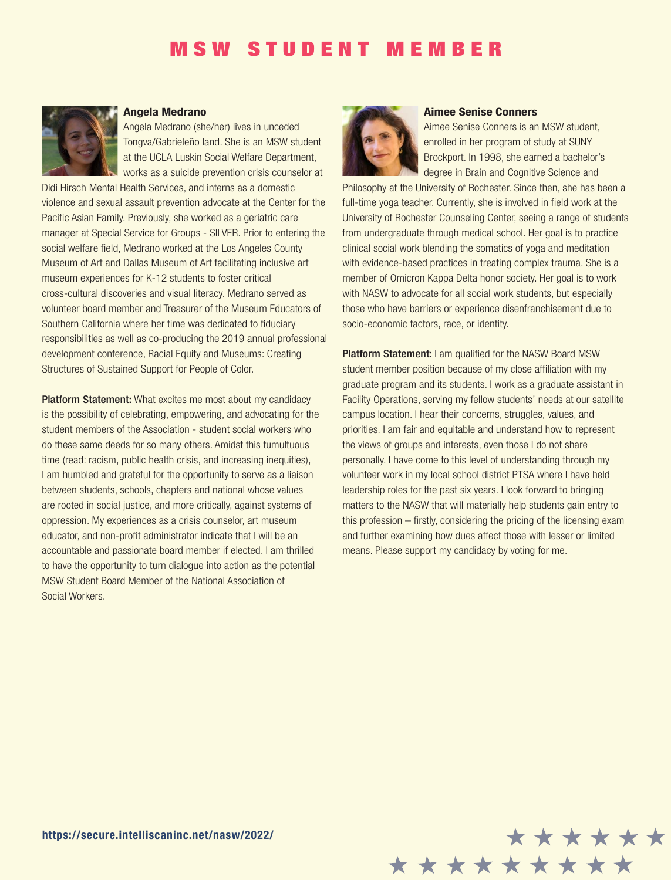# MSW STUDENT MEMBER

### Angela Medrano

Angela Medrano (she/her) lives in unceded Tongva/Gabrieleño land. She is an MSW student at the UCLA Luskin Social Welfare Department, works as a suicide prevention crisis counselor at Didi Hirsch Mental Health Services, and interns as a domestic violence and sexual assault prevention advocate at the Center for the Pacific Asian Family. Previously, she worked as a geriatric care manager at Special Service for Groups - SILVER. Prior to entering the social welfare field, Medrano worked at the Los Angeles County Museum of Art and Dallas Museum of Art facilitating inclusive art museum experiences for K-12 students to foster critical cross-cultural discoveries and visual literacy. Medrano served as volunteer board member and Treasurer of the Museum Educators of Southern California where her time was dedicated to fiduciary responsibilities as well as co-producing the 2019 annual professional development conference, Racial Equity and Museums: Creating Structures of Sustained Support for People of Color.

**Platform Statement:** What excites me most about my candidacy is the possibility of celebrating, empowering, and advocating for the student members of the Association - student social workers who do these same deeds for so many others. Amidst this tumultuous time (read: racism, public health crisis, and increasing inequities), I am humbled and grateful for the opportunity to serve as a liaison between students, schools, chapters and national whose values are rooted in social justice, and more critically, against systems of oppression. My experiences as a crisis counselor, art museum educator, and non-profit administrator indicate that I will be an accountable and passionate board member if elected. I am thrilled to have the opportunity to turn dialogue into action as the potential MSW Student Board Member of the National Association of Social Workers.

### Aimee Senise Conners

Aimee Senise Conners is an MSW student, enrolled in her program of study at SUNY Brockport. In 1998, she earned a bachelor's degree in Brain and Cognitive Science and Philosophy at the University of Rochester. Since then, she has been a full-time yoga teacher. Currently, she is involved in field work at the University of Rochester Counseling Center, seeing a range of students from undergraduate through medical school. Her goal is to practice clinical social work blending the somatics of yoga and meditation with evidence-based practices in treating complex trauma. She is a member of Omicron Kappa Delta honor society. Her goal is to work with NASW to advocate for all social work students, but especially those who have barriers or experience disenfranchisement due to socio-economic factors, race, or identity.

**Platform Statement:** I am qualified for the NASW Board MSW student member position because of my close affiliation with my graduate program and its students. I work as a graduate assistant in Facility Operations, serving my fellow students' needs at our satellite campus location. I hear their concerns, struggles, values, and priorities. I am fair and equitable and understand how to represent the views of groups and interests, even those I do not share personally. I have come to this level of understanding through my volunteer work in my local school district PTSA where I have held leadership roles for the past six years. I look forward to bringing matters to the NASW that will materially help students gain entry to this profession – firstly, considering the pricing of the licensing exam and further examining how dues affect those with lesser or limited means. Please support my candidacy by voting for me.

**https://secure.intelliscaninc.net/nasw/2022/**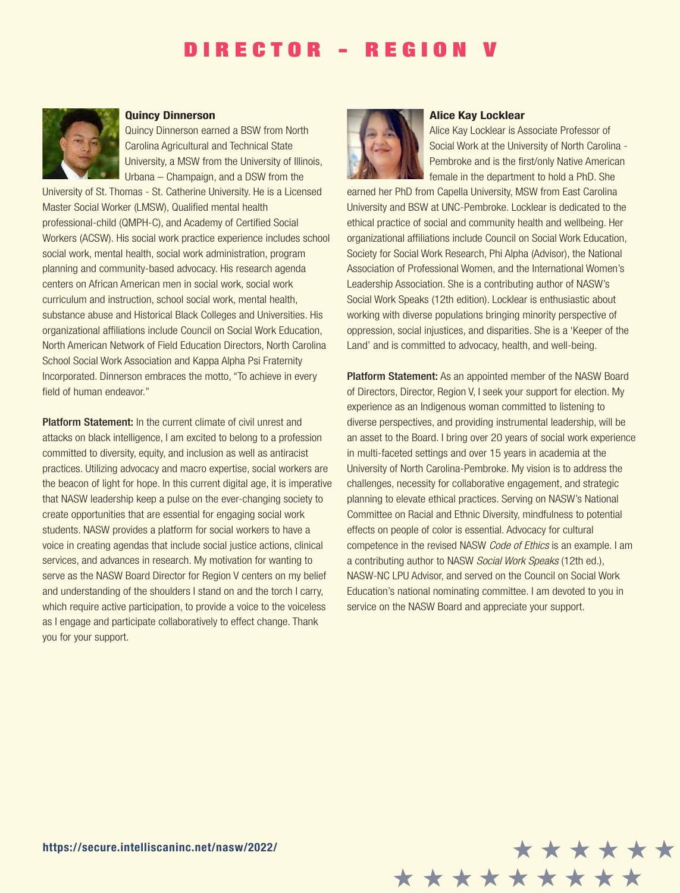# DIRECTOR - REGION V

### Quincy Dinnerson

Quincy Dinnerson earned a BSW from North Carolina Agricultural and Technical State University, a MSW from the University of Illinois, Urbana – Champaign, and a DSW from the University of St. Thomas - St. Catherine University. He is a Licensed Master Social Worker (LMSW), Qualified mental health professional-child (QMPH-C), and Academy of Certified Social Workers (ACSW). His social work practice experience includes school social work, mental health, social work administration, program planning and community-based advocacy. His research agenda centers on African American men in social work, social work curriculum and instruction, school social work, mental health, substance abuse and Historical Black Colleges and Universities. His organizational affiliations include Council on Social Work Education, North American Network of Field Education Directors, North Carolina School Social Work Association and Kappa Alpha Psi Fraternity Incorporated. Dinnerson embraces the motto, "To achieve in every field of human endeavor."

**Platform Statement:** In the current climate of civil unrest and attacks on black intelligence, I am excited to belong to a profession committed to diversity, equity, and inclusion as well as antiracist practices. Utilizing advocacy and macro expertise, social workers are the beacon of light for hope. In this current digital age, it is imperative that NASW leadership keep a pulse on the ever-changing society to create opportunities that are essential for engaging social work students. NASW provides a platform for social workers to have a voice in creating agendas that include social justice actions, clinical services, and advances in research. My motivation for wanting to serve as the NASW Board Director for Region V centers on my belief and understanding of the shoulders I stand on and the torch I carry, which require active participation, to provide a voice to the voiceless as I engage and participate collaboratively to effect change. Thank you for your support.

### Alice Kay Locklear

Alice Kay Locklear is Associate Professor of Social Work at the University of North Carolina - Pembroke and is the first/only Native American female in the department to hold a PhD. She earned her PhD from Capella University, MSW from East Carolina University and BSW at UNC-Pembroke. Locklear is dedicated to the ethical practice of social and community health and wellbeing. Her organizational affiliations include Council on Social Work Education, Society for Social Work Research, Phi Alpha (Advisor), the National Association of Professional Women, and the International Women's Leadership Association. She is a contributing author of NASW's Social Work Speaks (12th edition). Locklear is enthusiastic about working with diverse populations bringing minority perspective of oppression, social injustices, and disparities. She is a 'Keeper of the Land' and is committed to advocacy, health, and well-being.

**Platform Statement:** As an appointed member of the NASW Board of Directors, Director, Region V, I seek your support for election. My experience as an Indigenous woman committed to listening to diverse perspectives, and providing instrumental leadership, will be an asset to the Board. I bring over 20 years of social work experience in multi-faceted settings and over 15 years in academia at the University of North Carolina-Pembroke. My vision is to address the challenges, necessity for collaborative engagement, and strategic planning to elevate ethical practices. Serving on NASW's National Committee on Racial and Ethnic Diversity, mindfulness to potential effects on people of color is essential. Advocacy for cultural competence in the revised NASW *Code of Ethics* is an example. I am a contributing author to NASW *Social Work Speaks* (12th ed.), NASW-NC LPU Advisor, and served on the Council on Social Work Education's national nominating committee. I am devoted to you in service on the NASW Board and appreciate your support.

**https://secure.intelliscaninc.net/nasw/2022/**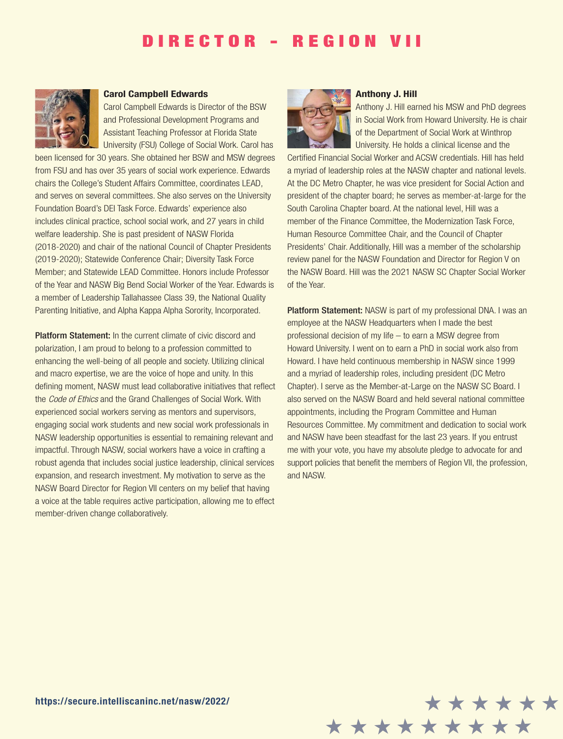# DIRECTOR - REGION VII

### Carol Campbell Edwards

Carol Campbell Edwards is Director of the BSW and Professional Development Programs and Assistant Teaching Professor at Florida State University (FSU) College of Social Work. Carol has been licensed for 30 years. She obtained her BSW and MSW degrees from FSU and has over 35 years of social work experience. Edwards chairs the College's Student Affairs Committee, coordinates LEAD, and serves on several committees. She also serves on the University Foundation Board's DEI Task Force. Edwards' experience also includes clinical practice, school social work, and 27 years in child welfare leadership. She is past president of NASW Florida (2018-2020) and chair of the national Council of Chapter Presidents (2019-2020); Statewide Conference Chair; Diversity Task Force Member; and Statewide LEAD Committee. Honors include Professor of the Year and NASW Big Bend Social Worker of the Year. Edwards is a member of Leadership Tallahassee Class 39, the National Quality Parenting Initiative, and Alpha Kappa Alpha Sorority, Incorporated.

**Platform Statement:** In the current climate of civic discord and polarization, I am proud to belong to a profession committed to enhancing the well-being of all people and society. Utilizing clinical and macro expertise, we are the voice of hope and unity. In this defining moment, NASW must lead collaborative initiatives that reflect the *Code of Ethics* and the Grand Challenges of Social Work. With experienced social workers serving as mentors and supervisors, engaging social work students and new social work professionals in NASW leadership opportunities is essential to remaining relevant and impactful. Through NASW, social workers have a voice in crafting a robust agenda that includes social justice leadership, clinical services expansion, and research investment. My motivation to serve as the NASW Board Director for Region VII centers on my belief that having a voice at the table requires active participation, allowing me to effect member-driven change collaboratively.

### Anthony J. Hill

Anthony J. Hill earned his MSW and PhD degrees in Social Work from Howard University. He is chair of the Department of Social Work at Winthrop University. He holds a clinical license and the Certified Financial Social Worker and ACSW credentials. Hill has held a myriad of leadership roles at the NASW chapter and national levels. At the DC Metro Chapter, he was vice president for Social Action and president of the chapter board; he serves as member-at-large for the South Carolina Chapter board. At the national level, Hill was a member of the Finance Committee, the Modernization Task Force, Human Resource Committee Chair, and the Council of Chapter Presidents' Chair. Additionally, Hill was a member of the scholarship review panel for the NASW Foundation and Director for Region V on the NASW Board. Hill was the 2021 NASW SC Chapter Social Worker of the Year.

**Platform Statement:** NASW is part of my professional DNA. I was an employee at the NASW Headquarters when I made the best professional decision of my life – to earn a MSW degree from Howard University. I went on to earn a PhD in social work also from Howard. I have held continuous membership in NASW since 1999 and a myriad of leadership roles, including president (DC Metro Chapter). I serve as the Member-at-Large on the NASW SC Board. I also served on the NASW Board and held several national committee appointments, including the Program Committee and Human Resources Committee. My commitment and dedication to social work and NASW have been steadfast for the last 23 years. If you entrust me with your vote, you have my absolute pledge to advocate for and support policies that benefit the members of Region VII, the profession, and NASW.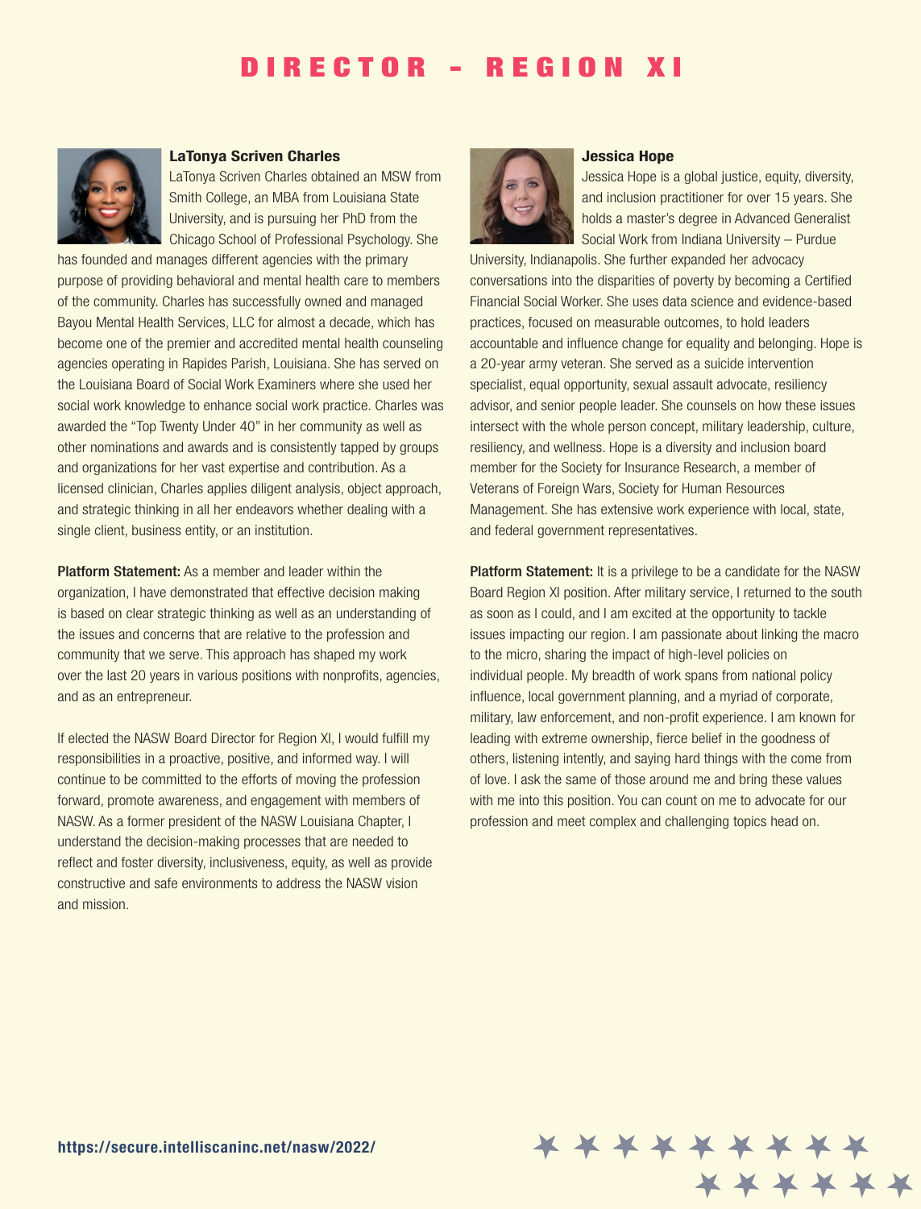# DIRECTOR - REGION XI

### LaTonya Scriven Charles

LaTonya Scriven Charles obtained an MSW from Smith College, an MBA from Louisiana State University, and is pursuing her PhD from the Chicago School of Professional Psychology. She has founded and manages different agencies with the primary purpose of providing behavioral and mental health care to members of the community. Charles has successfully owned and managed Bayou Mental Health Services, LLC for almost a decade, which has become one of the premier and accredited mental health counseling agencies operating in Rapides Parish, Louisiana. She has served on the Louisiana Board of Social Work Examiners where she used her social work knowledge to enhance social work practice. Charles was awarded the "Top Twenty Under 40" in her community as well as other nominations and awards and is consistently tapped by groups and organizations for her vast expertise and contribution. As a licensed clinician, Charles applies diligent analysis, object approach, and strategic thinking in all her endeavors whether dealing with a single client, business entity, or an institution.

**Platform Statement:** As a member and leader within the organization, I have demonstrated that effective decision making is based on clear strategic thinking as well as an understanding of the issues and concerns that are relative to the profession and community that we serve. This approach has shaped my work over the last 20 years in various positions with nonprofits, agencies, and as an entrepreneur.

If elected the NASW Board Director for Region XI, I would fulfill my responsibilities in a proactive, positive, and informed way. I will continue to be committed to the efforts of moving the profession forward, promote awareness, and engagement with members of NASW. As a former president of the NASW Louisiana Chapter, I understand the decision-making processes that are needed to reflect and foster diversity, inclusiveness, equity, as well as provide constructive and safe environments to address the NASW vision and mission.

### Jessica Hope

Jessica Hope is a global justice, equity, diversity, and inclusion practitioner for over 15 years. She holds a master's degree in Advanced Generalist Social Work from Indiana University – Purdue University, Indianapolis. She further expanded her advocacy conversations into the disparities of poverty by becoming a Certified Financial Social Worker. She uses data science and evidence-based practices, focused on measurable outcomes, to hold leaders accountable and influence change for equality and belonging. Hope is a 20-year army veteran. She served as a suicide intervention specialist, equal opportunity, sexual assault advocate, resiliency advisor, and senior people leader. She counsels on how these issues intersect with the whole person concept, military leadership, culture, resiliency, and wellness. Hope is a diversity and inclusion board member for the Society for Insurance Research, a member of Veterans of Foreign Wars, Society for Human Resources Management. She has extensive work experience with local, state, and federal government representatives.

**Platform Statement:** It is a privilege to be a candidate for the NASW Board Region XI position. After military service, I returned to the south as soon as I could, and I am excited at the opportunity to tackle issues impacting our region. I am passionate about linking the macro to the micro, sharing the impact of high-level policies on individual people. My breadth of work spans from national policy influence, local government planning, and a myriad of corporate, military, law enforcement, and non-profit experience. I am known for leading with extreme ownership, fierce belief in the goodness of others, listening intently, and saying hard things with the come from of love. I ask the same of those around me and bring these values with me into this position. You can count on me to advocate for our profession and meet complex and challenging topics head on.

https://secure.intelliscaninc.net/nasw/2022/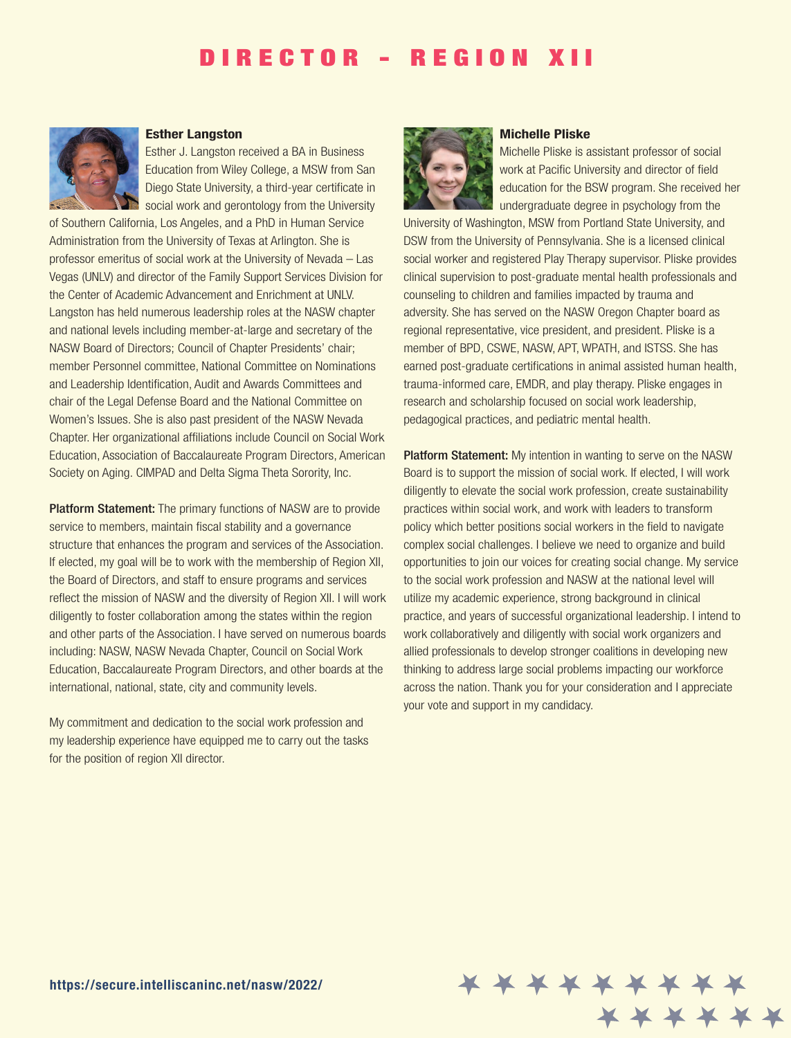# DIRECTOR - REGION XII

### Esther Langston

Esther J. Langston received a BA in Business Education from Wiley College, a MSW from San Diego State University, a third-year certificate in social work and gerontology from the University of Southern California, Los Angeles, and a PhD in Human Service Administration from the University of Texas at Arlington. She is professor emeritus of social work at the University of Nevada – Las Vegas (UNLV) and director of the Family Support Services Division for the Center of Academic Advancement and Enrichment at UNLV. Langston has held numerous leadership roles at the NASW chapter and national levels including member-at-large and secretary of the NASW Board of Directors; Council of Chapter Presidents' chair; member Personnel committee, National Committee on Nominations and Leadership Identification, Audit and Awards Committees and chair of the Legal Defense Board and the National Committee on Women's Issues. She is also past president of the NASW Nevada Chapter. Her organizational affiliations include Council on Social Work Education, Association of Baccalaureate Program Directors, American Society on Aging. CIMPAD and Delta Sigma Theta Sorority, Inc.

**Platform Statement:** The primary functions of NASW are to provide service to members, maintain fiscal stability and a governance structure that enhances the program and services of the Association. If elected, my goal will be to work with the membership of Region XII, the Board of Directors, and staff to ensure programs and services reflect the mission of NASW and the diversity of Region XII. I will work diligently to foster collaboration among the states within the region and other parts of the Association. I have served on numerous boards including: NASW, NASW Nevada Chapter, Council on Social Work Education, Baccalaureate Program Directors, and other boards at the international, national, state, city and community levels.

My commitment and dedication to the social work profession and my leadership experience have equipped me to carry out the tasks for the position of region XII director.

### Michelle Pliske

Michelle Pliske is assistant professor of social work at Pacific University and director of field education for the BSW program. She received her undergraduate degree in psychology from the University of Washington, MSW from Portland State University, and DSW from the University of Pennsylvania. She is a licensed clinical social worker and registered Play Therapy supervisor. Pliske provides clinical supervision to post-graduate mental health professionals and counseling to children and families impacted by trauma and adversity. She has served on the NASW Oregon Chapter board as regional representative, vice president, and president. Pliske is a member of BPD, CSWE, NASW, APT, WPATH, and ISTSS. She has earned post-graduate certifications in animal assisted human health, trauma-informed care, EMDR, and play therapy. Pliske engages in research and scholarship focused on social work leadership, pedagogical practices, and pediatric mental health.

**Platform Statement:** My intention in wanting to serve on the NASW Board is to support the mission of social work. If elected, I will work diligently to elevate the social work profession, create sustainability practices within social work, and work with leaders to transform policy which better positions social workers in the field to navigate complex social challenges. I believe we need to organize and build opportunities to join our voices for creating social change. My service to the social work profession and NASW at the national level will utilize my academic experience, strong background in clinical practice, and years of successful organizational leadership. I intend to work collaboratively and diligently with social work organizers and allied professionals to develop stronger coalitions in developing new thinking to address large social problems impacting our workforce across the nation. Thank you for your consideration and I appreciate your vote and support in my candidacy.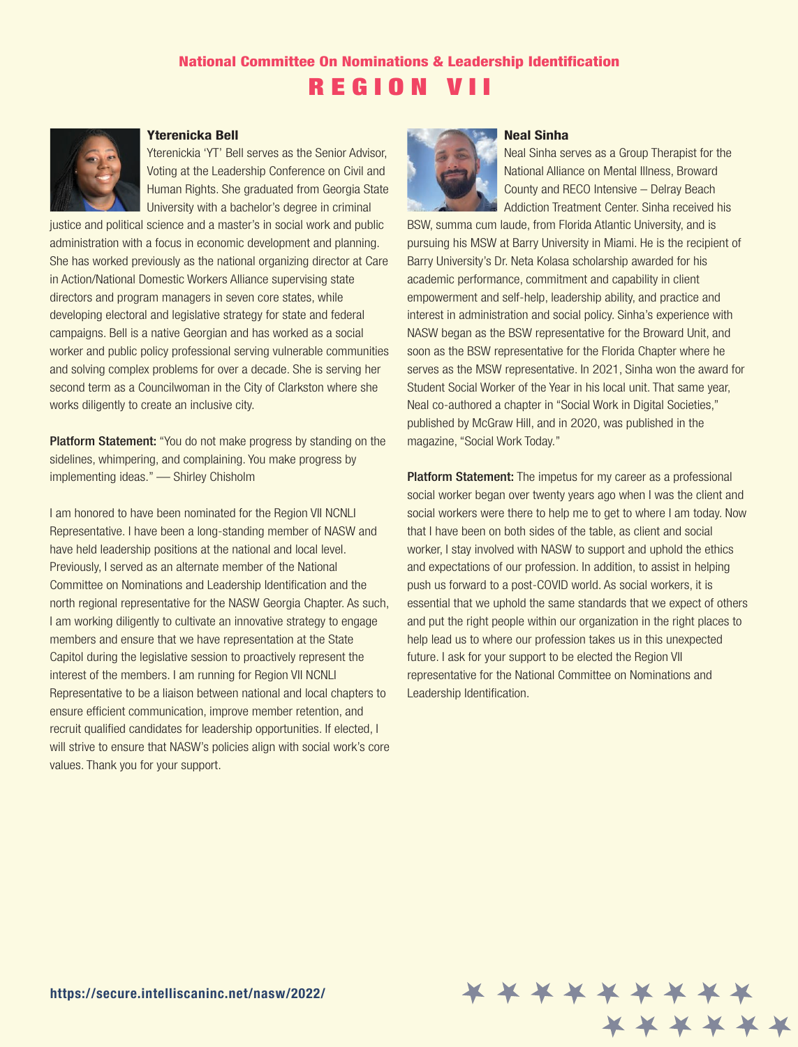## National Committee On Nominations & Leadership Identification

# REGION VII

### Yterenicka Bell

Yterenickia 'YT' Bell serves as the Senior Advisor, Voting at the Leadership Conference on Civil and Human Rights. She graduated from Georgia State University with a bachelor's degree in criminal justice and political science and a master's in social work and public administration with a focus in economic development and planning. She has worked previously as the national organizing director at Care in Action/National Domestic Workers Alliance supervising state directors and program managers in seven core states, while developing electoral and legislative strategy for state and federal campaigns. Bell is a native Georgian and has worked as a social worker and public policy professional serving vulnerable communities and solving complex problems for over a decade. She is serving her second term as a Councilwoman in the City of Clarkston where she works diligently to create an inclusive city.

**Platform Statement:** "You do not make progress by standing on the sidelines, whimpering, and complaining. You make progress by implementing ideas." — Shirley Chisholm

I am honored to have been nominated for the Region VII NCNLI Representative. I have been a long-standing member of NASW and have held leadership positions at the national and local level. Previously, I served as an alternate member of the National Committee on Nominations and Leadership Identification and the north regional representative for the NASW Georgia Chapter. As such, I am working diligently to cultivate an innovative strategy to engage members and ensure that we have representation at the State Capitol during the legislative session to proactively represent the interest of the members. I am running for Region VII NCNLI Representative to be a liaison between national and local chapters to ensure efficient communication, improve member retention, and recruit qualified candidates for leadership opportunities. If elected, I will strive to ensure that NASW's policies align with social work's core values. Thank you for your support.

### Neal Sinha

Neal Sinha serves as a Group Therapist for the National Alliance on Mental Illness, Broward County and RECO Intensive – Delray Beach Addiction Treatment Center. Sinha received his BSW, summa cum laude, from Florida Atlantic University, and is pursuing his MSW at Barry University in Miami. He is the recipient of Barry University's Dr. Neta Kolasa scholarship awarded for his academic performance, commitment and capability in client empowerment and self-help, leadership ability, and practice and interest in administration and social policy. Sinha's experience with NASW began as the BSW representative for the Broward Unit, and soon as the BSW representative for the Florida Chapter where he serves as the MSW representative. In 2021, Sinha won the award for Student Social Worker of the Year in his local unit. That same year, Neal co-authored a chapter in "Social Work in Digital Societies," published by McGraw Hill, and in 2020, was published in the magazine, "Social Work Today."

**Platform Statement:** The impetus for my career as a professional social worker began over twenty years ago when I was the client and social workers were there to help me to get to where I am today. Now that I have been on both sides of the table, as client and social worker, I stay involved with NASW to support and uphold the ethics and expectations of our profession. In addition, to assist in helping push us forward to a post-COVID world. As social workers, it is essential that we uphold the same standards that we expect of others and put the right people within our organization in the right places to help lead us to where our profession takes us in this unexpected future. I ask for your support to be elected the Region VII representative for the National Committee on Nominations and Leadership Identification.

**https://secure.intelliscaninc.net/nasw/2022/**